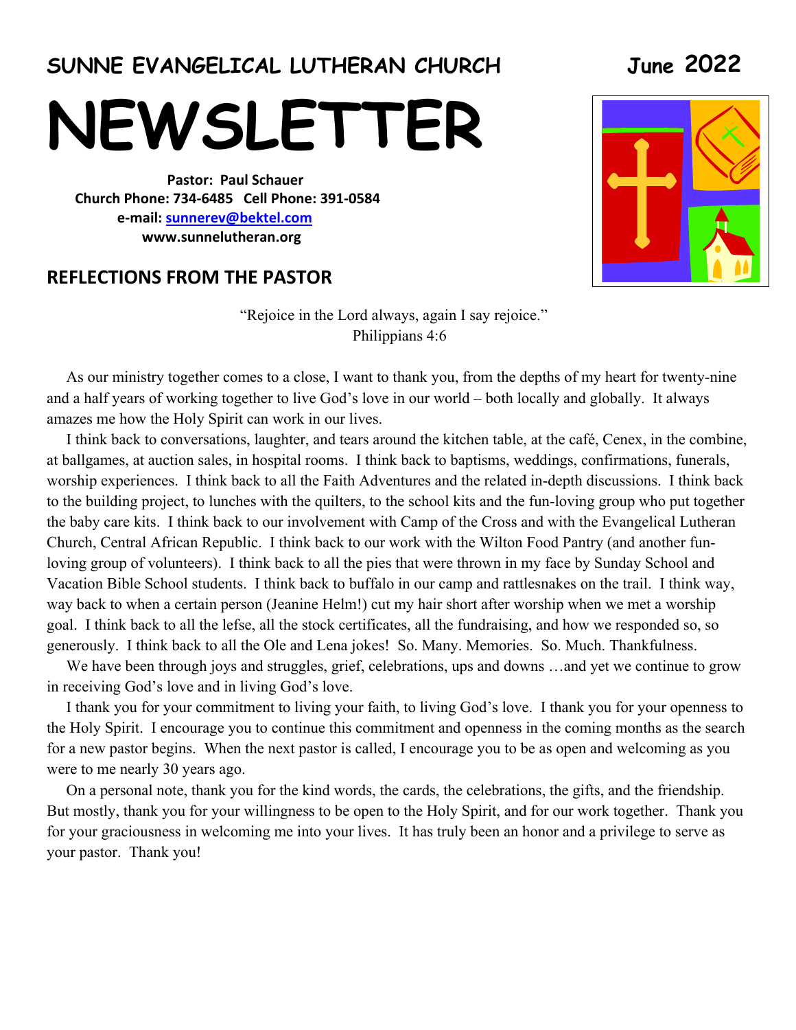**SUNNE EVANGELICAL LUTHERAN CHURCH** **June 2022**

# NEWSLETTER

**Pastor: Paul Schauer**
**Church Phone: 734-6485 Cell Phone: 391-0584**
**e-mail: sunnerev@bektel.com**
**www.sunnelutheran.org**

## REFLECTIONS FROM THE PASTOR

"Rejoice in the Lord always, again I say rejoice."
Philippians 4:6

As our ministry together comes to a close, I want to thank you, from the depths of my heart for twenty-nine and a half years of working together to live God's love in our world – both locally and globally. It always amazes me how the Holy Spirit can work in our lives.

I think back to conversations, laughter, and tears around the kitchen table, at the café, Cenex, in the combine, at ballgames, at auction sales, in hospital rooms. I think back to baptisms, weddings, confirmations, funerals, worship experiences. I think back to all the Faith Adventures and the related in-depth discussions. I think back to the building project, to lunches with the quilters, to the school kits and the fun-loving group who put together the baby care kits. I think back to our involvement with Camp of the Cross and with the Evangelical Lutheran Church, Central African Republic. I think back to our work with the Wilton Food Pantry (and another fun-loving group of volunteers). I think back to all the pies that were thrown in my face by Sunday School and Vacation Bible School students. I think back to buffalo in our camp and rattlesnakes on the trail. I think way, way back to when a certain person (Jeanine Helm!) cut my hair short after worship when we met a worship goal. I think back to all the lefse, all the stock certificates, all the fundraising, and how we responded so, so generously. I think back to all the Ole and Lena jokes! So. Many. Memories. So. Much. Thankfulness.

We have been through joys and struggles, grief, celebrations, ups and downs …and yet we continue to grow in receiving God's love and in living God's love.

I thank you for your commitment to living your faith, to living God's love. I thank you for your openness to the Holy Spirit. I encourage you to continue this commitment and openness in the coming months as the search for a new pastor begins. When the next pastor is called, I encourage you to be as open and welcoming as you were to me nearly 30 years ago.

On a personal note, thank you for the kind words, the cards, the celebrations, the gifts, and the friendship. But mostly, thank you for your willingness to be open to the Holy Spirit, and for our work together. Thank you for your graciousness in welcoming me into your lives. It has truly been an honor and a privilege to serve as your pastor. Thank you!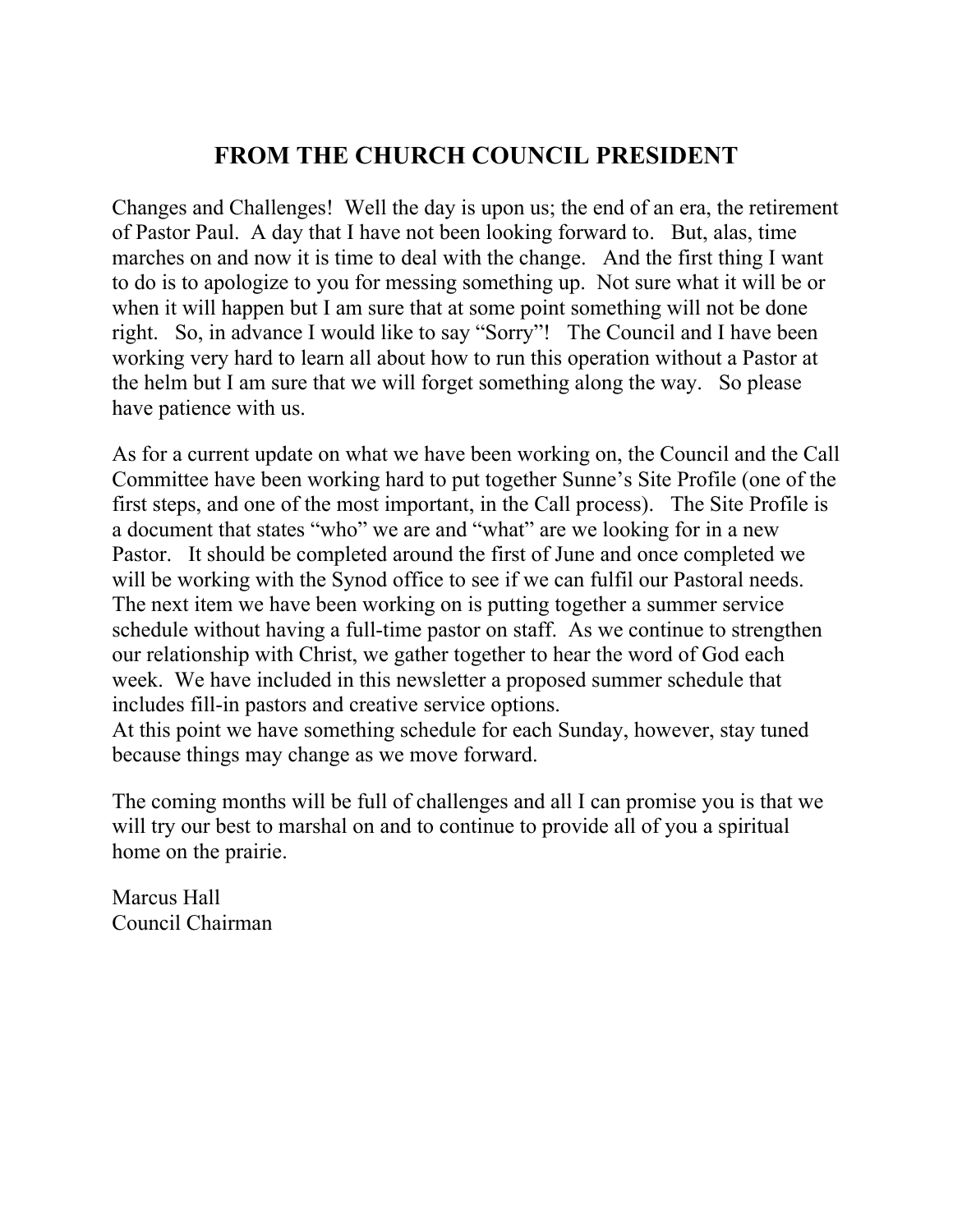# FROM THE CHURCH COUNCIL PRESIDENT

Changes and Challenges! Well the day is upon us; the end of an era, the retirement of Pastor Paul. A day that I have not been looking forward to. But, alas, time marches on and now it is time to deal with the change. And the first thing I want to do is to apologize to you for messing something up. Not sure what it will be or when it will happen but I am sure that at some point something will not be done right. So, in advance I would like to say "Sorry"! The Council and I have been working very hard to learn all about how to run this operation without a Pastor at the helm but I am sure that we will forget something along the way. So please have patience with us.

As for a current update on what we have been working on, the Council and the Call Committee have been working hard to put together Sunne's Site Profile (one of the first steps, and one of the most important, in the Call process). The Site Profile is a document that states "who" we are and "what" are we looking for in a new Pastor. It should be completed around the first of June and once completed we will be working with the Synod office to see if we can fulfil our Pastoral needs. The next item we have been working on is putting together a summer service schedule without having a full-time pastor on staff. As we continue to strengthen our relationship with Christ, we gather together to hear the word of God each week. We have included in this newsletter a proposed summer schedule that includes fill-in pastors and creative service options.
At this point we have something schedule for each Sunday, however, stay tuned because things may change as we move forward.

The coming months will be full of challenges and all I can promise you is that we will try our best to marshal on and to continue to provide all of you a spiritual home on the prairie.

Marcus Hall
Council Chairman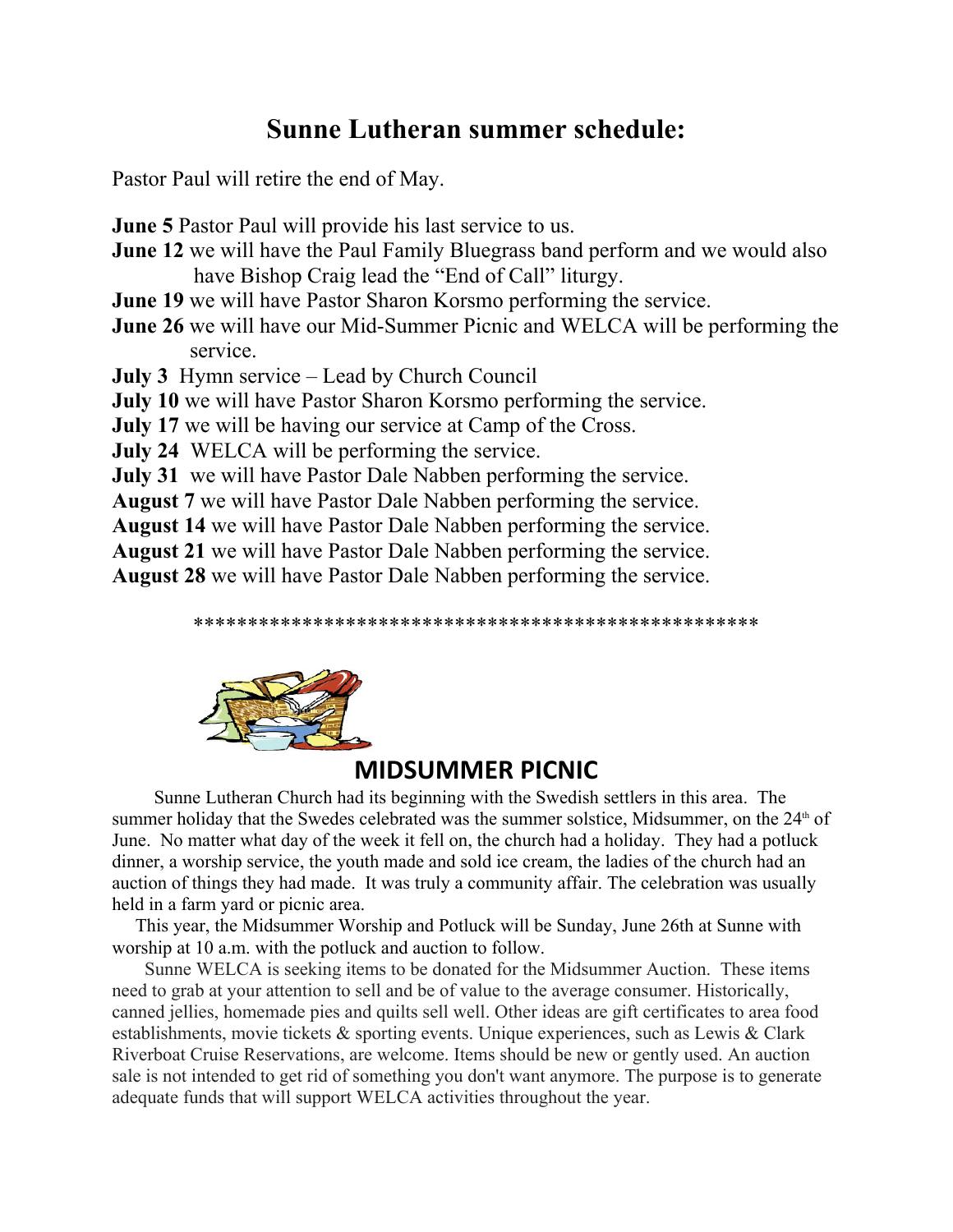# Sunne Lutheran summer schedule:

Pastor Paul will retire the end of May.

**June 5** Pastor Paul will provide his last service to us.
**June 12** we will have the Paul Family Bluegrass band perform and we would also have Bishop Craig lead the "End of Call" liturgy.
**June 19** we will have Pastor Sharon Korsmo performing the service.
**June 26** we will have our Mid-Summer Picnic and WELCA will be performing the service.
**July 3** Hymn service – Lead by Church Council
**July 10** we will have Pastor Sharon Korsmo performing the service.
**July 17** we will be having our service at Camp of the Cross.
**July 24** WELCA will be performing the service.
**July 31** we will have Pastor Dale Nabben performing the service.
**August 7** we will have Pastor Dale Nabben performing the service.
**August 14** we will have Pastor Dale Nabben performing the service.
**August 21** we will have Pastor Dale Nabben performing the service.
**August 28** we will have Pastor Dale Nabben performing the service.

\*\*\*\*\*\*\*\*\*\*\*\*\*\*\*\*\*\*\*\*\*\*\*\*\*\*\*\*\*\*\*\*\*\*\*\*\*\*\*\*\*\*\*\*\*\*\*\*\*\*\*\*

## MIDSUMMER PICNIC

Sunne Lutheran Church had its beginning with the Swedish settlers in this area. The summer holiday that the Swedes celebrated was the summer solstice, Midsummer, on the 24th of June. No matter what day of the week it fell on, the church had a holiday. They had a potluck dinner, a worship service, the youth made and sold ice cream, the ladies of the church had an auction of things they had made. It was truly a community affair. The celebration was usually held in a farm yard or picnic area.

This year, the Midsummer Worship and Potluck will be Sunday, June 26th at Sunne with worship at 10 a.m. with the potluck and auction to follow.

Sunne WELCA is seeking items to be donated for the Midsummer Auction. These items need to grab at your attention to sell and be of value to the average consumer. Historically, canned jellies, homemade pies and quilts sell well. Other ideas are gift certificates to area food establishments, movie tickets & sporting events. Unique experiences, such as Lewis & Clark Riverboat Cruise Reservations, are welcome. Items should be new or gently used. An auction sale is not intended to get rid of something you don't want anymore. The purpose is to generate adequate funds that will support WELCA activities throughout the year.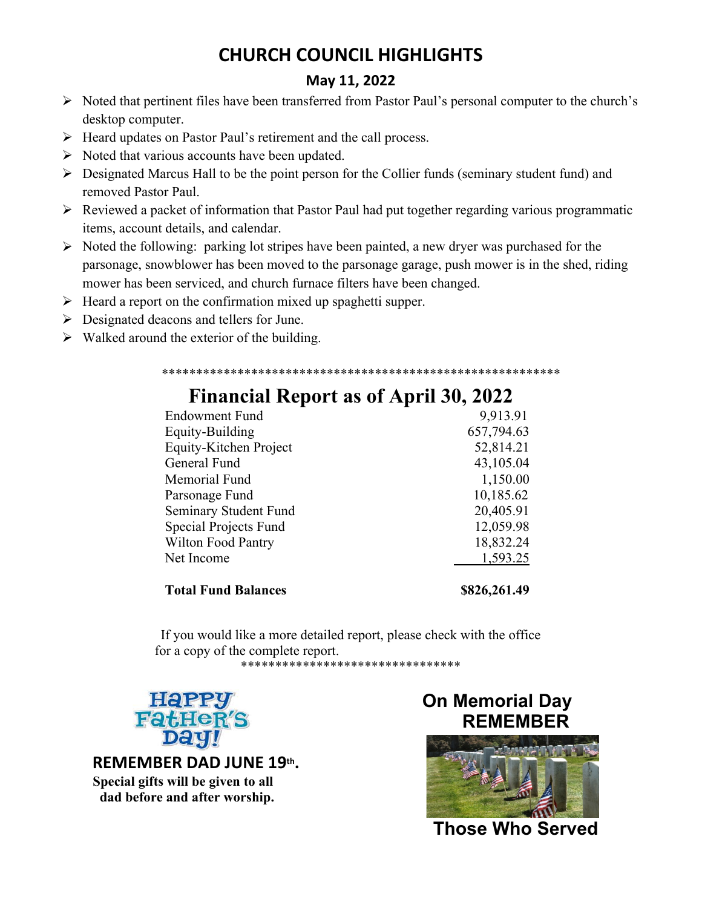# CHURCH COUNCIL HIGHLIGHTS

## May 11, 2022

- Noted that pertinent files have been transferred from Pastor Paul's personal computer to the church's desktop computer.
- Heard updates on Pastor Paul's retirement and the call process.
- Noted that various accounts have been updated.
- Designated Marcus Hall to be the point person for the Collier funds (seminary student fund) and removed Pastor Paul.
- Reviewed a packet of information that Pastor Paul had put together regarding various programmatic items, account details, and calendar.
- Noted the following: parking lot stripes have been painted, a new dryer was purchased for the parsonage, snowblower has been moved to the parsonage garage, push mower is in the shed, riding mower has been serviced, and church furnace filters have been changed.
- Heard a report on the confirmation mixed up spaghetti supper.
- Designated deacons and tellers for June.
- Walked around the exterior of the building.

*********************************************************

# Financial Report as of April 30, 2022

| Fund | Amount |
|---|---|
| Endowment Fund | 9,913.91 |
| Equity-Building | 657,794.63 |
| Equity-Kitchen Project | 52,814.21 |
| General Fund | 43,105.04 |
| Memorial Fund | 1,150.00 |
| Parsonage Fund | 10,185.62 |
| Seminary Student Fund | 20,405.91 |
| Special Projects Fund | 12,059.98 |
| Wilton Food Pantry | 18,832.24 |
| Net Income | 1,593.25 |
| **Total Fund Balances** | **$826,261.49** |

If you would like a more detailed report, please check with the office for a copy of the complete report.

********************************

Happy Father's Day!

**REMEMBER DAD JUNE 19th.**

**Special gifts will be given to all dad before and after worship.**

**On Memorial Day REMEMBER**

**Those Who Served**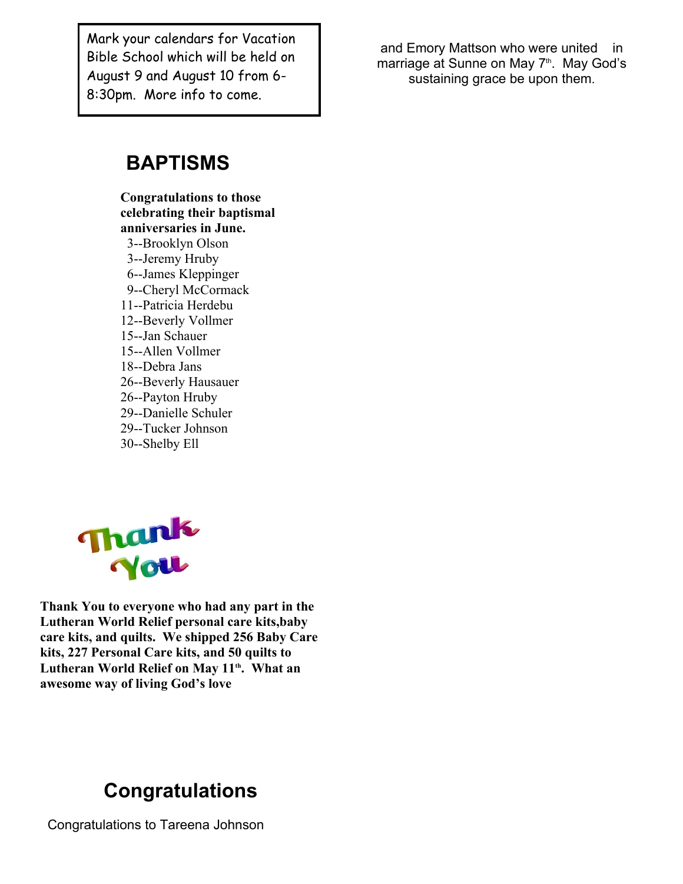Mark your calendars for Vacation Bible School which will be held on August 9 and August 10 from 6-8:30pm. More info to come.

## BAPTISMS

**Congratulations to those celebrating their baptismal anniversaries in June.**

3--Brooklyn Olson
3--Jeremy Hruby
6--James Kleppinger
9--Cheryl McCormack
11--Patricia Herdebu
12--Beverly Vollmer
15--Jan Schauer
15--Allen Vollmer
18--Debra Jans
26--Beverly Hausauer
26--Payton Hruby
29--Danielle Schuler
29--Tucker Johnson
30--Shelby Ell

Thank You

**Thank You to everyone who had any part in the Lutheran World Relief personal care kits,baby care kits, and quilts. We shipped 256 Baby Care kits, 227 Personal Care kits, and 50 quilts to Lutheran World Relief on May 11th. What an awesome way of living God's love**

## Congratulations

Congratulations to Tareena Johnson and Emory Mattson who were united in marriage at Sunne on May 7th. May God's sustaining grace be upon them.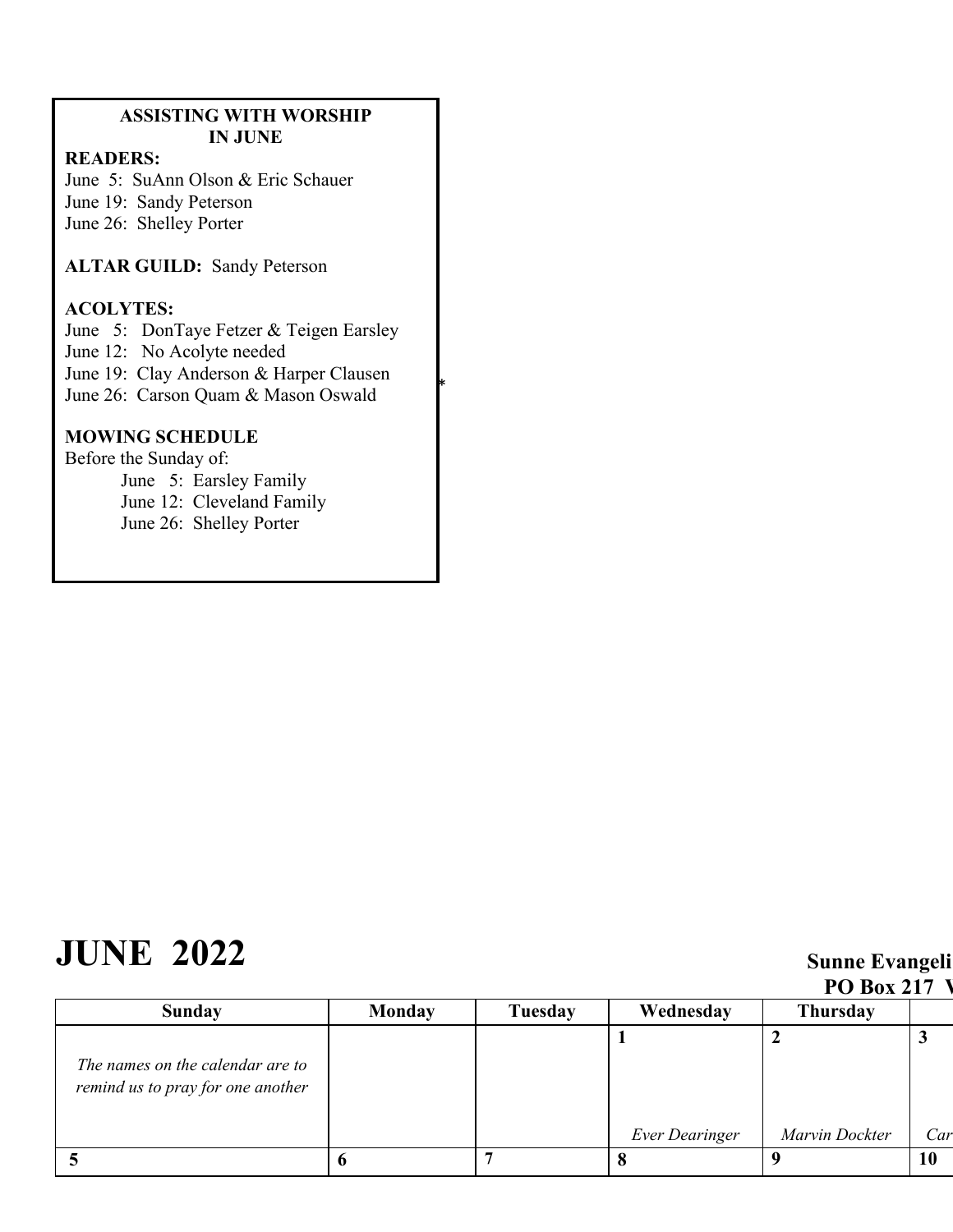**ASSISTING WITH WORSHIP**
**IN JUNE**

**READERS:**
June 5: SuAnn Olson & Eric Schauer
June 19: Sandy Peterson
June 26: Shelley Porter

**ALTAR GUILD:** Sandy Peterson

**ACOLYTES:**
June 5: DonTaye Fetzer & Teigen Earsley
June 12: No Acolyte needed
June 19: Clay Anderson & Harper Clausen
June 26: Carson Quam & Mason Oswald

**MOWING SCHEDULE**
Before the Sunday of:
June 5: Earsley Family
June 12: Cleveland Family
June 26: Shelley Porter

*

# JUNE 2022

**Sunne Evangeli**
**PO Box 217 V**

| Sunday | Monday | Tuesday | Wednesday | Thursday | |
|---|---|---|---|---|---|
| *The names on the calendar are to remind us to pray for one another* | | | 1<br>*Ever Dearinger* | 2<br>*Marvin Dockter* | 3<br>*Car* |
| 5 | 6 | 7 | 8 | 9 | 10 |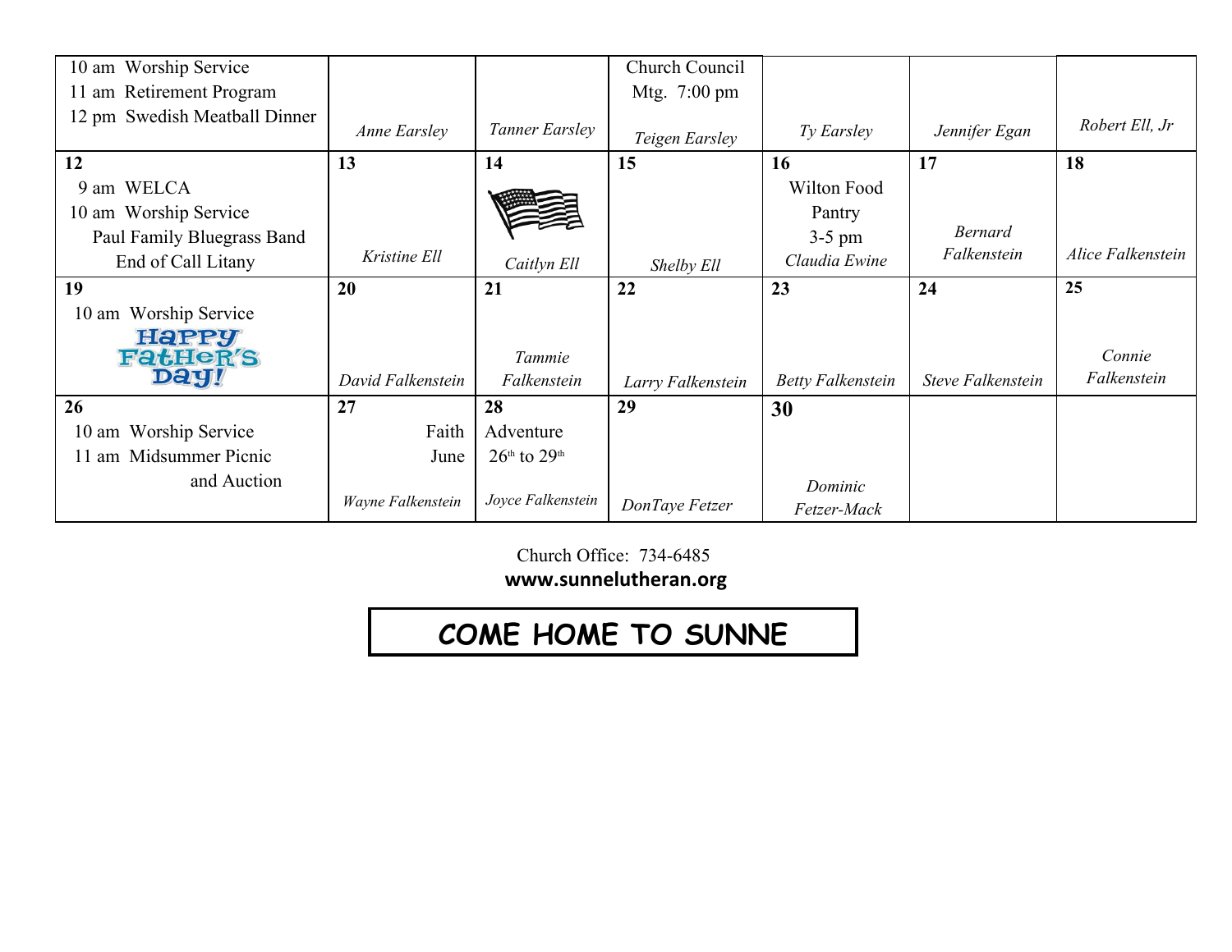| | | | | | | |
|---|---|---|---|---|---|---|
| 10 am Worship Service<br>11 am Retirement Program<br>12 pm Swedish Meatball Dinner | *Anne Earsley* | *Tanner Earsley* | Church Council Mtg. 7:00 pm<br>*Teigen Earsley* | *Ty Earsley* | *Jennifer Egan* | *Robert Ell, Jr* |
| **12**<br>9 am WELCA<br>10 am Worship Service<br>Paul Family Bluegrass Band<br>End of Call Litany | **13**<br>*Kristine Ell* | **14**<br>*Caitlyn Ell* | **15**<br>*Shelby Ell* | **16**<br>Wilton Food Pantry<br>3-5 pm<br>*Claudia Ewine* | **17**<br>*Bernard Falkenstein* | **18**<br>*Alice Falkenstein* |
| **19**<br>10 am Worship Service<br>Happy Father's Day! | **20**<br>*David Falkenstein* | **21**<br>*Tammie Falkenstein* | **22**<br>*Larry Falkenstein* | **23**<br>*Betty Falkenstein* | **24**<br>*Steve Falkenstein* | **25**<br>*Connie Falkenstein* |
| **26**<br>10 am Worship Service<br>11 am Midsummer Picnic and Auction | **27**<br>Faith June<br>*Wayne Falkenstein* | **28**<br>Adventure<br>26th to 29th<br>*Joyce Falkenstein* | **29**<br>*DonTaye Fetzer* | **30**<br>*Dominic Fetzer-Mack* | | |

Church Office: 734-6485

**www.sunnelutheran.org**

**COME HOME TO SUNNE**